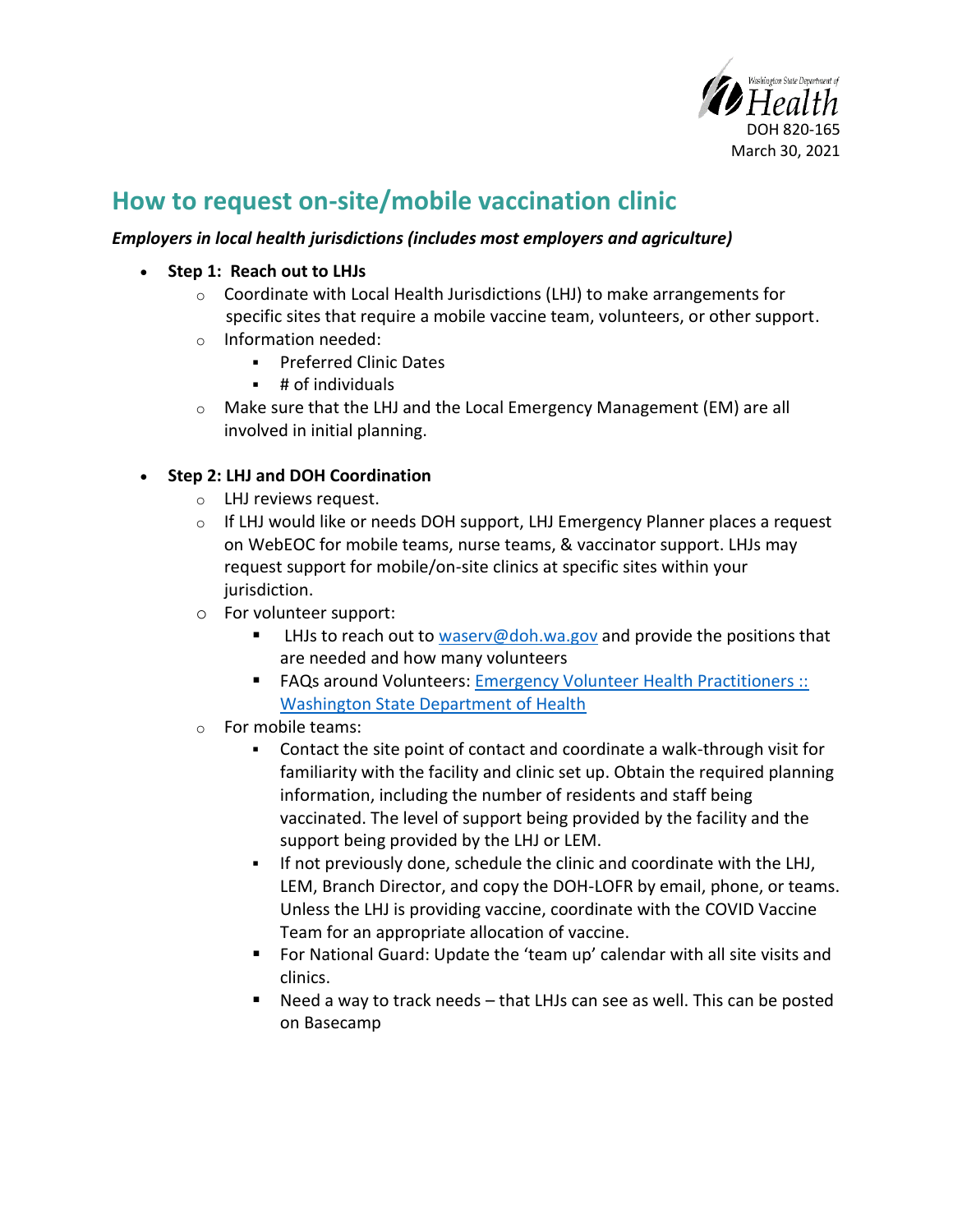Washington State Department of Health
DOH 820-165
March 30, 2021

# How to request on-site/mobile vaccination clinic

***Employers in local health jurisdictions (includes most employers and agriculture)***

- **Step 1: Reach out to LHJs**
  - Coordinate with Local Health Jurisdictions (LHJ) to make arrangements for specific sites that require a mobile vaccine team, volunteers, or other support.
  - Information needed:
    - Preferred Clinic Dates
    - # of individuals
  - Make sure that the LHJ and the Local Emergency Management (EM) are all involved in initial planning.

- **Step 2: LHJ and DOH Coordination**
  - LHJ reviews request.
  - If LHJ would like or needs DOH support, LHJ Emergency Planner places a request on WebEOC for mobile teams, nurse teams, & vaccinator support. LHJs may request support for mobile/on-site clinics at specific sites within your jurisdiction.
  - For volunteer support:
    - LHJs to reach out to [waserv@doh.wa.gov](mailto:waserv@doh.wa.gov) and provide the positions that are needed and how many volunteers
    - FAQs around Volunteers: [Emergency Volunteer Health Practitioners :: Washington State Department of Health]()
  - For mobile teams:
    - Contact the site point of contact and coordinate a walk-through visit for familiarity with the facility and clinic set up. Obtain the required planning information, including the number of residents and staff being vaccinated. The level of support being provided by the facility and the support being provided by the LHJ or LEM.
    - If not previously done, schedule the clinic and coordinate with the LHJ, LEM, Branch Director, and copy the DOH-LOFR by email, phone, or teams. Unless the LHJ is providing vaccine, coordinate with the COVID Vaccine Team for an appropriate allocation of vaccine.
    - For National Guard: Update the 'team up' calendar with all site visits and clinics.
    - Need a way to track needs – that LHJs can see as well. This can be posted on Basecamp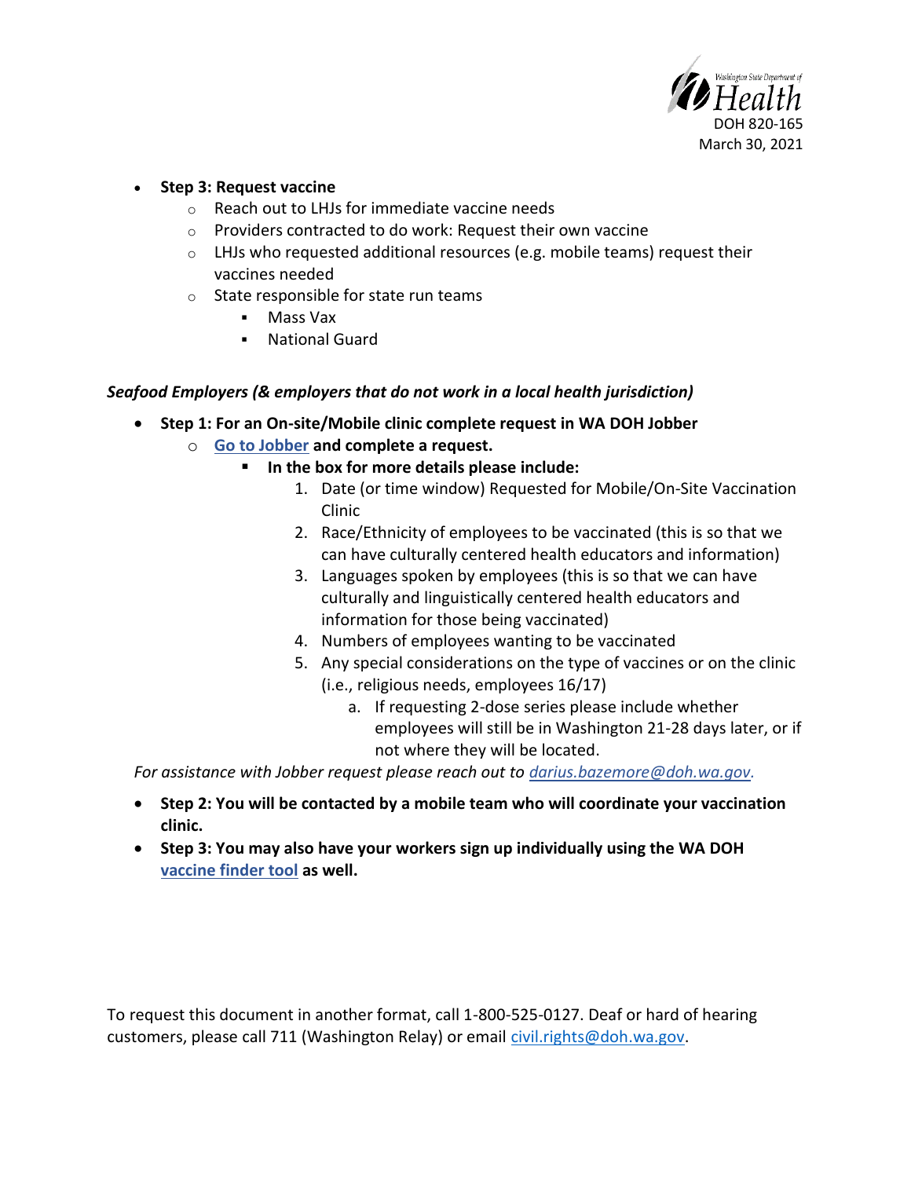- **Step 3: Request vaccine**
  - Reach out to LHJs for immediate vaccine needs
  - Providers contracted to do work: Request their own vaccine
  - LHJs who requested additional resources (e.g. mobile teams) request their vaccines needed
  - State responsible for state run teams
    - Mass Vax
    - National Guard

***Seafood Employers (& employers that do not work in a local health jurisdiction)***

- **Step 1: For an On-site/Mobile clinic complete request in WA DOH Jobber**
  - **Go to Jobber and complete a request.**
    - **In the box for more details please include:**
      1. Date (or time window) Requested for Mobile/On-Site Vaccination Clinic
      2. Race/Ethnicity of employees to be vaccinated (this is so that we can have culturally centered health educators and information)
      3. Languages spoken by employees (this is so that we can have culturally and linguistically centered health educators and information for those being vaccinated)
      4. Numbers of employees wanting to be vaccinated
      5. Any special considerations on the type of vaccines or on the clinic (i.e., religious needs, employees 16/17)
         a. If requesting 2-dose series please include whether employees will still be in Washington 21-28 days later, or if not where they will be located.

*For assistance with Jobber request please reach out to darius.bazemore@doh.wa.gov.*

- **Step 2: You will be contacted by a mobile team who will coordinate your vaccination clinic.**
- **Step 3: You may also have your workers sign up individually using the WA DOH vaccine finder tool as well.**

To request this document in another format, call 1-800-525-0127. Deaf or hard of hearing customers, please call 711 (Washington Relay) or email civil.rights@doh.wa.gov.